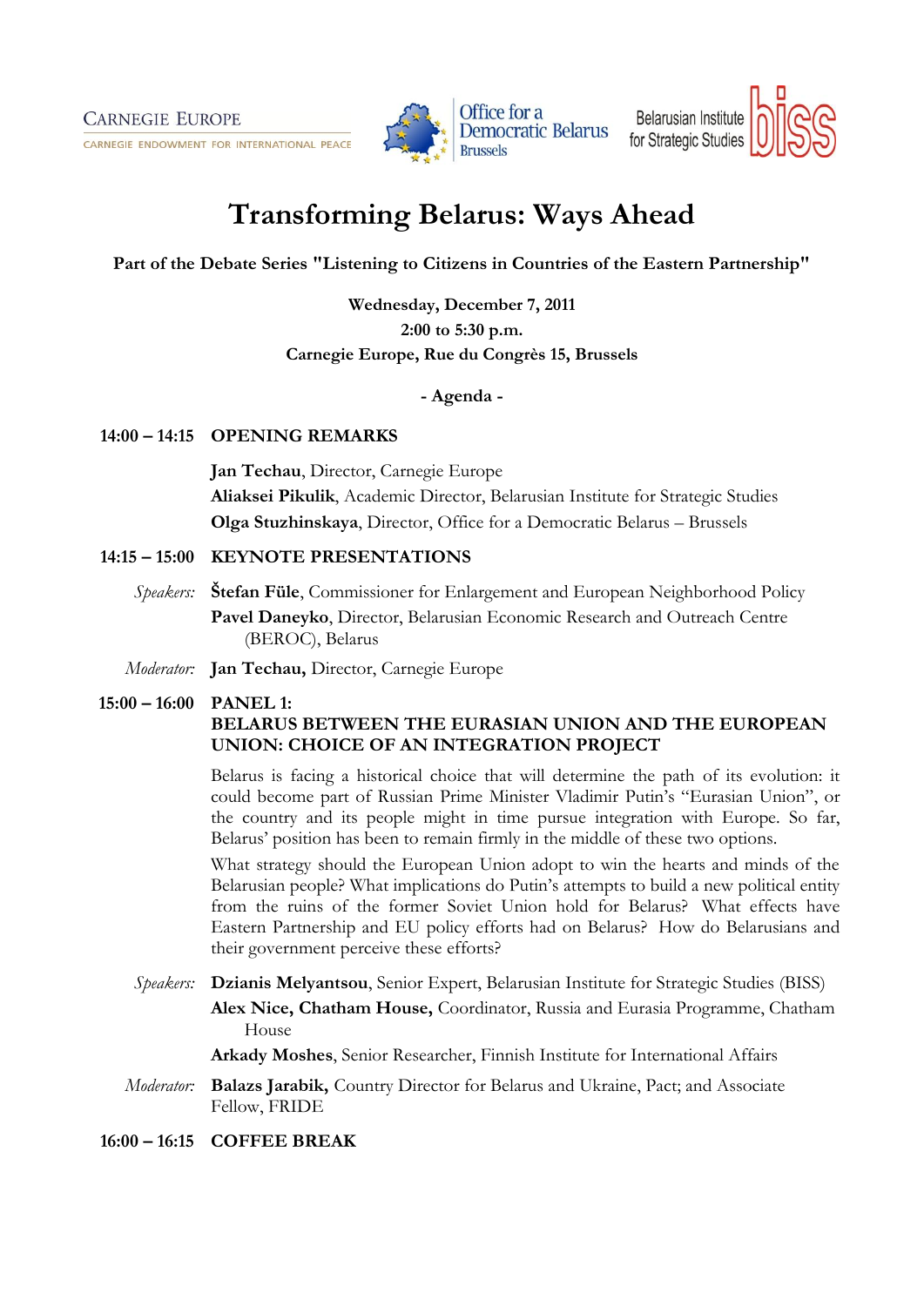CARNEGIE EUROPE
CARNEGIE ENDOWMENT FOR INTERNATIONAL PEACE

Office for a Democratic Belarus Brussels

Belarusian Institute for Strategic Studies biss

# Transforming Belarus: Ways Ahead

**Part of the Debate Series "Listening to Citizens in Countries of the Eastern Partnership"**

**Wednesday, December 7, 2011**
**2:00 to 5:30 p.m.**
**Carnegie Europe, Rue du Congrès 15, Brussels**

**- Agenda -**

**14:00 – 14:15 OPENING REMARKS**

**Jan Techau**, Director, Carnegie Europe
**Aliaksei Pikulik**, Academic Director, Belarusian Institute for Strategic Studies
**Olga Stuzhinskaya**, Director, Office for a Democratic Belarus – Brussels

**14:15 – 15:00 KEYNOTE PRESENTATIONS**

*Speakers:* **Štefan Füle**, Commissioner for Enlargement and European Neighborhood Policy
**Pavel Daneyko**, Director, Belarusian Economic Research and Outreach Centre (BEROC), Belarus

*Moderator:* **Jan Techau,** Director, Carnegie Europe

**15:00 – 16:00 PANEL 1:**
**BELARUS BETWEEN THE EURASIAN UNION AND THE EUROPEAN UNION: CHOICE OF AN INTEGRATION PROJECT**

Belarus is facing a historical choice that will determine the path of its evolution: it could become part of Russian Prime Minister Vladimir Putin's "Eurasian Union", or the country and its people might in time pursue integration with Europe. So far, Belarus' position has been to remain firmly in the middle of these two options.

What strategy should the European Union adopt to win the hearts and minds of the Belarusian people? What implications do Putin's attempts to build a new political entity from the ruins of the former Soviet Union hold for Belarus? What effects have Eastern Partnership and EU policy efforts had on Belarus? How do Belarusians and their government perceive these efforts?

*Speakers:* **Dzianis Melyantsou**, Senior Expert, Belarusian Institute for Strategic Studies (BISS)
**Alex Nice, Chatham House,** Coordinator, Russia and Eurasia Programme, Chatham House
**Arkady Moshes**, Senior Researcher, Finnish Institute for International Affairs

*Moderator:* **Balazs Jarabik,** Country Director for Belarus and Ukraine, Pact; and Associate Fellow, FRIDE

**16:00 – 16:15 COFFEE BREAK**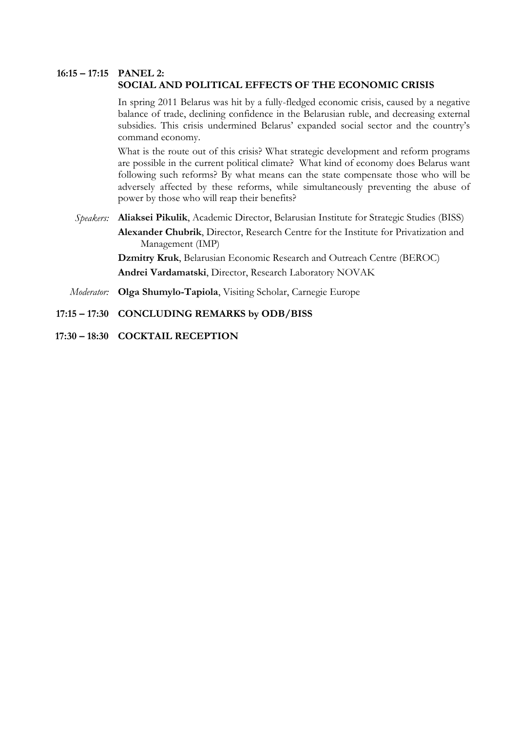**16:15 – 17:15 PANEL 2:**
**SOCIAL AND POLITICAL EFFECTS OF THE ECONOMIC CRISIS**

In spring 2011 Belarus was hit by a fully-fledged economic crisis, caused by a negative balance of trade, declining confidence in the Belarusian ruble, and decreasing external subsidies. This crisis undermined Belarus' expanded social sector and the country's command economy.

What is the route out of this crisis? What strategic development and reform programs are possible in the current political climate? What kind of economy does Belarus want following such reforms? By what means can the state compensate those who will be adversely affected by these reforms, while simultaneously preventing the abuse of power by those who will reap their benefits?

*Speakers:* **Aliaksei Pikulik**, Academic Director, Belarusian Institute for Strategic Studies (BISS)

**Alexander Chubrik**, Director, Research Centre for the Institute for Privatization and Management (IMP)

**Dzmitry Kruk**, Belarusian Economic Research and Outreach Centre (BEROC)

**Andrei Vardamatski**, Director, Research Laboratory NOVAK

*Moderator:* **Olga Shumylo-Tapiola**, Visiting Scholar, Carnegie Europe

**17:15 – 17:30 CONCLUDING REMARKS by ODB/BISS**

**17:30 – 18:30 COCKTAIL RECEPTION**